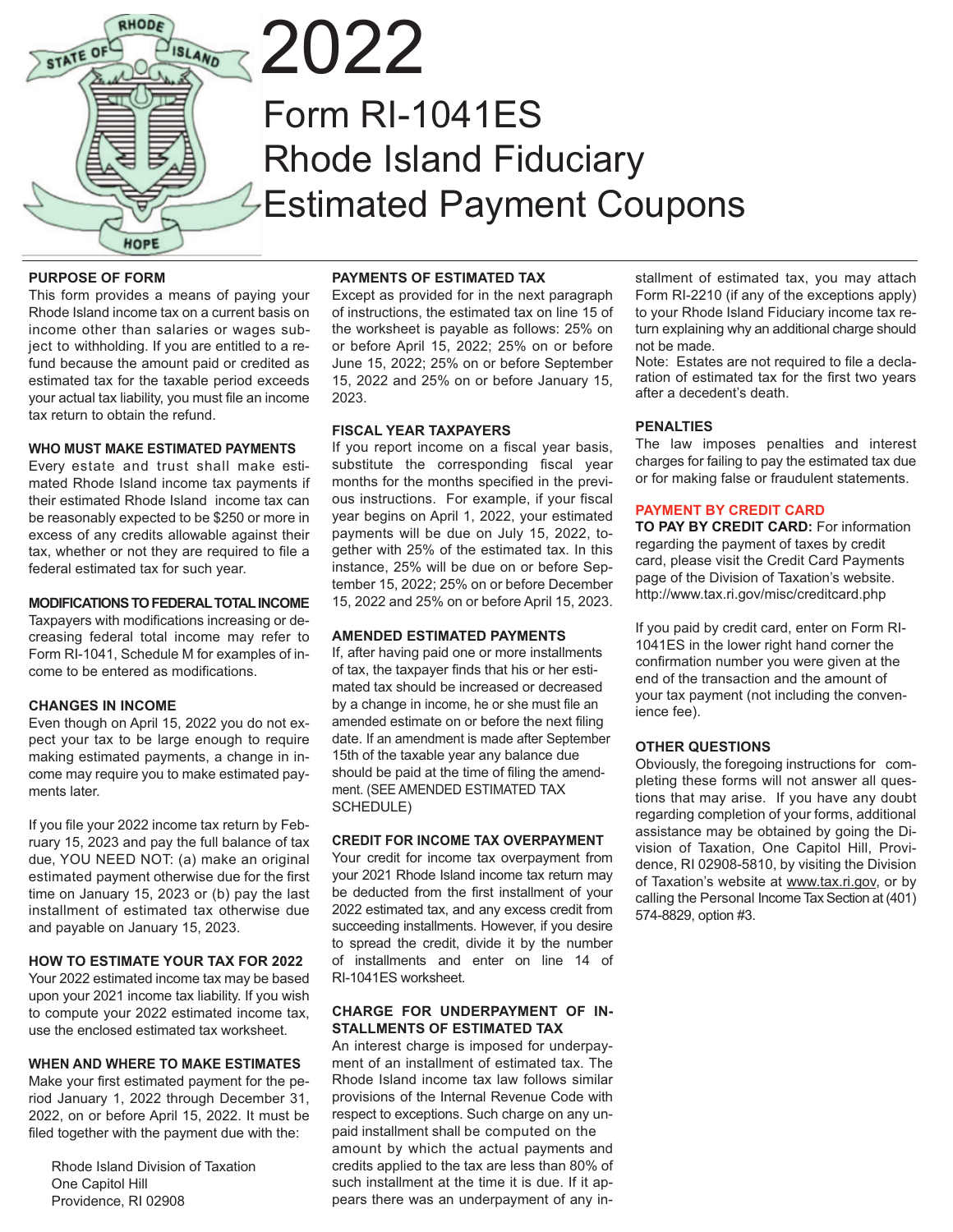# 2022

# Form RI-1041ES Rhode Island Fiduciary Estimated Payment Coupons

### PURPOSE OF FORM

This form provides a means of paying your Rhode Island income tax on a current basis on income other than salaries or wages subject to withholding. If you are entitled to a refund because the amount paid or credited as estimated tax for the taxable period exceeds your actual tax liability, you must file an income tax return to obtain the refund.

### WHO MUST MAKE ESTIMATED PAYMENTS

Every estate and trust shall make estimated Rhode Island income tax payments if their estimated Rhode Island income tax can be reasonably expected to be $250 or more in excess of any credits allowable against their tax, whether or not they are required to file a federal estimated tax for such year.

### MODIFICATIONS TO FEDERAL TOTAL INCOME

Taxpayers with modifications increasing or decreasing federal total income may refer to Form RI-1041, Schedule M for examples of income to be entered as modifications.

### CHANGES IN INCOME

Even though on April 15, 2022 you do not expect your tax to be large enough to require making estimated payments, a change in income may require you to make estimated payments later.

If you file your 2022 income tax return by February 15, 2023 and pay the full balance of tax due, YOU NEED NOT: (a) make an original estimated payment otherwise due for the first time on January 15, 2023 or (b) pay the last installment of estimated tax otherwise due and payable on January 15, 2023.

### HOW TO ESTIMATE YOUR TAX FOR 2022

Your 2022 estimated income tax may be based upon your 2021 income tax liability. If you wish to compute your 2022 estimated income tax, use the enclosed estimated tax worksheet.

### WHEN AND WHERE TO MAKE ESTIMATES

Make your first estimated payment for the period January 1, 2022 through December 31, 2022, on or before April 15, 2022. It must be filed together with the payment due with the:

Rhode Island Division of Taxation
One Capitol Hill
Providence, RI 02908

### PAYMENTS OF ESTIMATED TAX

Except as provided for in the next paragraph of instructions, the estimated tax on line 15 of the worksheet is payable as follows: 25% on or before April 15, 2022; 25% on or before June 15, 2022; 25% on or before September 15, 2022 and 25% on or before January 15, 2023.

### FISCAL YEAR TAXPAYERS

If you report income on a fiscal year basis, substitute the corresponding fiscal year months for the months specified in the previous instructions. For example, if your fiscal year begins on April 1, 2022, your estimated payments will be due on July 15, 2022, together with 25% of the estimated tax. In this instance, 25% will be due on or before September 15, 2022; 25% on or before December 15, 2022 and 25% on or before April 15, 2023.

### AMENDED ESTIMATED PAYMENTS

If, after having paid one or more installments of tax, the taxpayer finds that his or her estimated tax should be increased or decreased by a change in income, he or she must file an amended estimate on or before the next filing date. If an amendment is made after September 15th of the taxable year any balance due should be paid at the time of filing the amendment. (SEE AMENDED ESTIMATED TAX SCHEDULE)

### CREDIT FOR INCOME TAX OVERPAYMENT

Your credit for income tax overpayment from your 2021 Rhode Island income tax return may be deducted from the first installment of your 2022 estimated tax, and any excess credit from succeeding installments. However, if you desire to spread the credit, divide it by the number of installments and enter on line 14 of RI-1041ES worksheet.

### CHARGE FOR UNDERPAYMENT OF INSTALLMENTS OF ESTIMATED TAX

An interest charge is imposed for underpayment of an installment of estimated tax. The Rhode Island income tax law follows similar provisions of the Internal Revenue Code with respect to exceptions. Such charge on any unpaid installment shall be computed on the amount by which the actual payments and credits applied to the tax are less than 80% of such installment at the time it is due. If it appears there was an underpayment of any installment of estimated tax, you may attach Form RI-2210 (if any of the exceptions apply) to your Rhode Island Fiduciary income tax return explaining why an additional charge should not be made.

Note: Estates are not required to file a declaration of estimated tax for the first two years after a decedent's death.

### PENALTIES

The law imposes penalties and interest charges for failing to pay the estimated tax due or for making false or fraudulent statements.

### PAYMENT BY CREDIT CARD

**TO PAY BY CREDIT CARD:** For information regarding the payment of taxes by credit card, please visit the Credit Card Payments page of the Division of Taxation's website. http://www.tax.ri.gov/misc/creditcard.php

If you paid by credit card, enter on Form RI-1041ES in the lower right hand corner the confirmation number you were given at the end of the transaction and the amount of your tax payment (not including the convenience fee).

### OTHER QUESTIONS

Obviously, the foregoing instructions for completing these forms will not answer all questions that may arise. If you have any doubt regarding completion of your forms, additional assistance may be obtained by going the Division of Taxation, One Capitol Hill, Providence, RI 02908-5810, by visiting the Division of Taxation's website at www.tax.ri.gov, or by calling the Personal Income Tax Section at (401) 574-8829, option #3.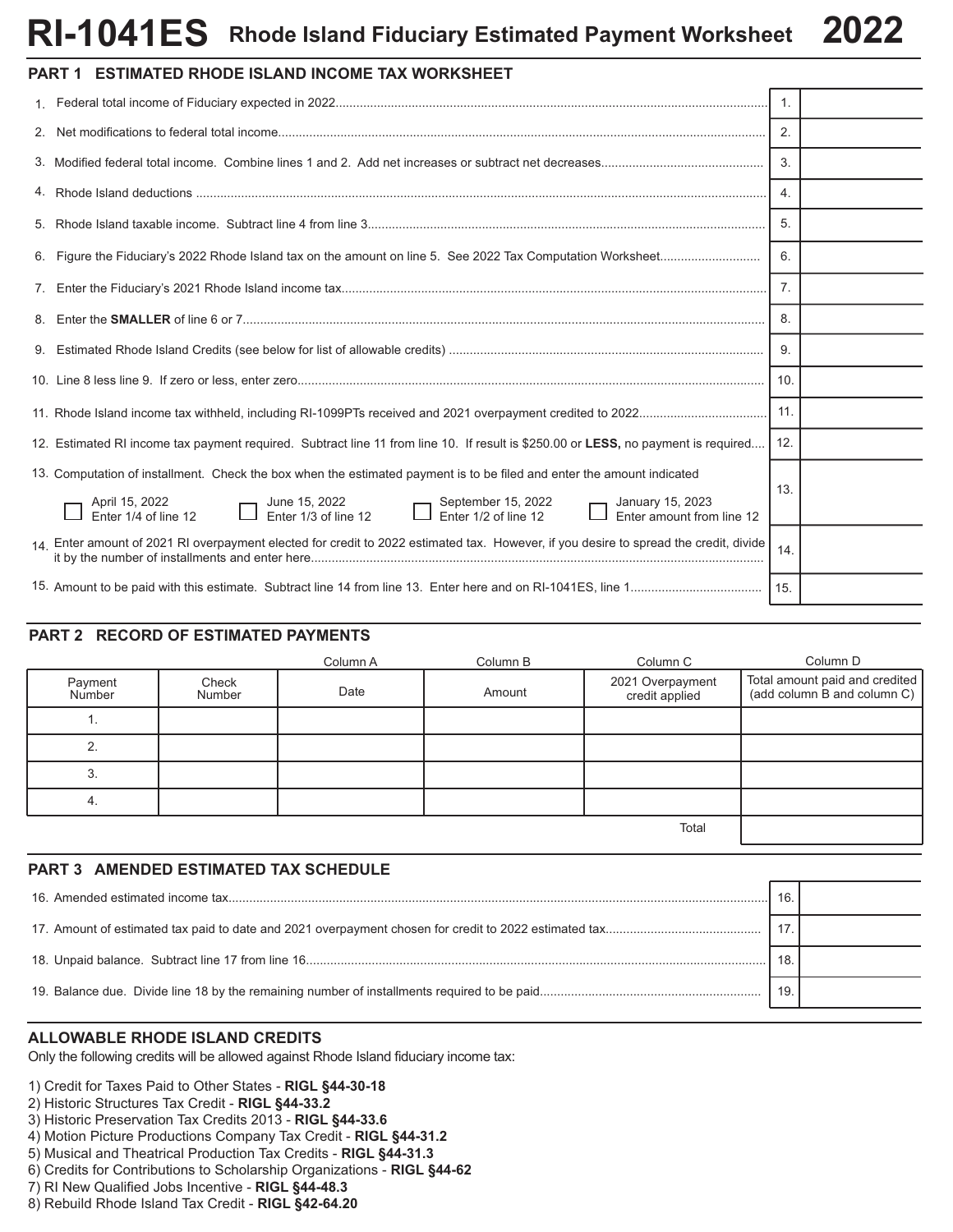# RI-1041ES Rhode Island Fiduciary Estimated Payment Worksheet 2022

## PART 1 ESTIMATED RHODE ISLAND INCOME TAX WORKSHEET

| | | |
|---|---|---|
| 1. Federal total income of Fiduciary expected in 2022 | 1. | |
| 2. Net modifications to federal total income | 2. | |
| 3. Modified federal total income. Combine lines 1 and 2. Add net increases or subtract net decreases | 3. | |
| 4. Rhode Island deductions | 4. | |
| 5. Rhode Island taxable income. Subtract line 4 from line 3 | 5. | |
| 6. Figure the Fiduciary's 2022 Rhode Island tax on the amount on line 5. See 2022 Tax Computation Worksheet | 6. | |
| 7. Enter the Fiduciary's 2021 Rhode Island income tax | 7. | |
| 8. Enter the **SMALLER** of line 6 or 7 | 8. | |
| 9. Estimated Rhode Island Credits (see below for list of allowable credits) | 9. | |
| 10. Line 8 less line 9. If zero or less, enter zero | 10. | |
| 11. Rhode Island income tax withheld, including RI-1099PTs received and 2021 overpayment credited to 2022 | 11. | |
| 12. Estimated RI income tax payment required. Subtract line 11 from line 10. If result is $250.00 or **LESS,** no payment is required | 12. | |
| 13. Computation of installment. Check the box when the estimated payment is to be filed and enter the amount indicated<br>☐ April 15, 2022 Enter 1/4 of line 12 ☐ June 15, 2022 Enter 1/3 of line 12 ☐ September 15, 2022 Enter 1/2 of line 12 ☐ January 15, 2023 Enter amount from line 12 | 13. | |
| 14. Enter amount of 2021 RI overpayment elected for credit to 2022 estimated tax. However, if you desire to spread the credit, divide it by the number of installments and enter here | 14. | |
| 15. Amount to be paid with this estimate. Subtract line 14 from line 13. Enter here and on RI-1041ES, line 1 | 15. | |

## PART 2 RECORD OF ESTIMATED PAYMENTS

| | | Column A | Column B | Column C | Column D |
|---|---|---|---|---|---|
| Payment Number | Check Number | Date | Amount | 2021 Overpayment credit applied | Total amount paid and credited (add column B and column C) |
| 1. | | | | | |
| 2. | | | | | |
| 3. | | | | | |
| 4. | | | | | |
| | | | | Total | |

## PART 3 AMENDED ESTIMATED TAX SCHEDULE

| | | |
|---|---|---|
| 16. Amended estimated income tax | 16. | |
| 17. Amount of estimated tax paid to date and 2021 overpayment chosen for credit to 2022 estimated tax | 17. | |
| 18. Unpaid balance. Subtract line 17 from line 16 | 18. | |
| 19. Balance due. Divide line 18 by the remaining number of installments required to be paid | 19. | |

## ALLOWABLE RHODE ISLAND CREDITS

Only the following credits will be allowed against Rhode Island fiduciary income tax:

1) Credit for Taxes Paid to Other States - **RIGL §44-30-18**
2) Historic Structures Tax Credit - **RIGL §44-33.2**
3) Historic Preservation Tax Credits 2013 - **RIGL §44-33.6**
4) Motion Picture Productions Company Tax Credit - **RIGL §44-31.2**
5) Musical and Theatrical Production Tax Credits - **RIGL §44-31.3**
6) Credits for Contributions to Scholarship Organizations - **RIGL §44-62**
7) RI New Qualified Jobs Incentive - **RIGL §44-48.3**
8) Rebuild Rhode Island Tax Credit - **RIGL §42-64.20**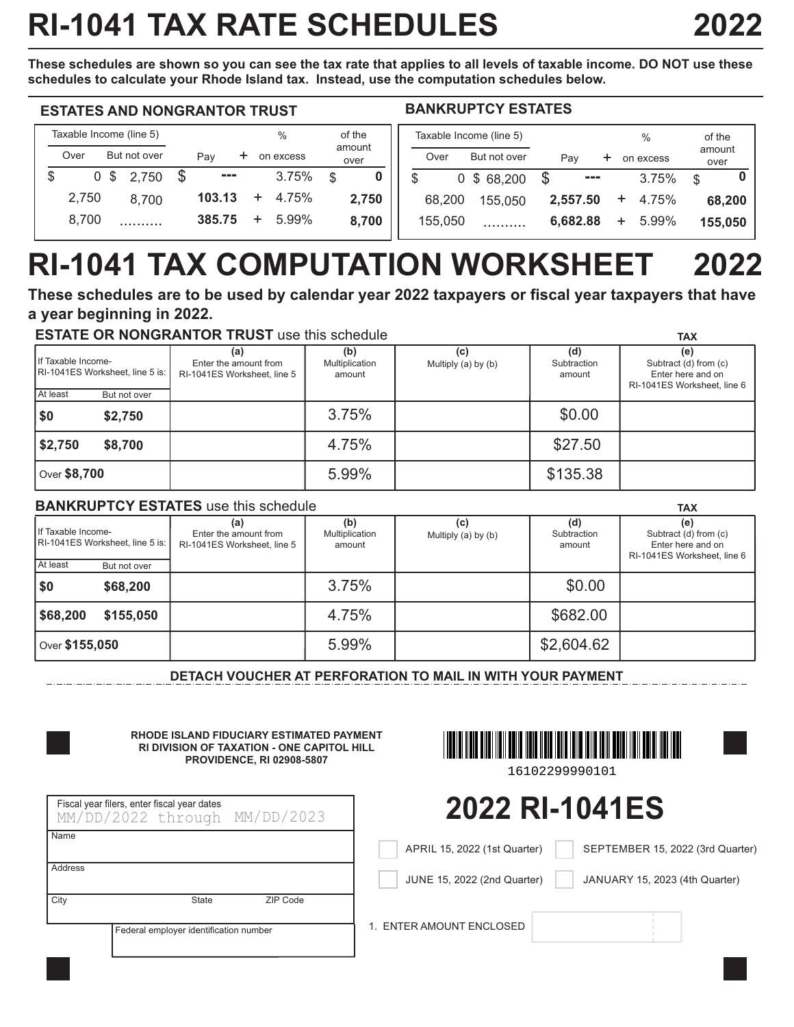# RI-1041 TAX RATE SCHEDULES 2022

**These schedules are shown so you can see the tax rate that applies to all levels of taxable income. DO NOT use these schedules to calculate your Rhode Island tax. Instead, use the computation schedules below.**

### ESTATES AND NONGRANTOR TRUST

| Taxable Income (line 5) Over | But not over | Pay | + | % on excess | of the amount over |
|---|---|---|---|---|---|
| $ 0 | $ 2,750 | $ --- | | 3.75% | $ **0** |
| 2,750 | 8,700 | **103.13** | + | 4.75% | **2,750** |
| 8,700 | .......... | **385.75** | + | 5.99% | **8,700** |

### BANKRUPTCY ESTATES

| Taxable Income (line 5) Over | But not over | Pay | + | % on excess | of the amount over |
|---|---|---|---|---|---|
| $ 0 | $ 68,200 | $ --- | | 3.75% | $ **0** |
| 68,200 | 155,050 | **2,557.50** | + | 4.75% | **68,200** |
| 155,050 | .......... | **6,682.88** | + | 5.99% | **155,050** |

# RI-1041 TAX COMPUTATION WORKSHEET 2022

**These schedules are to be used by calendar year 2022 taxpayers or fiscal year taxpayers that have a year beginning in 2022.**

**ESTATE OR NONGRANTOR TRUST** use this schedule

| If Taxable Income- RI-1041ES Worksheet, line 5 is: At least | But not over | (a) Enter the amount from RI-1041ES Worksheet, line 5 | (b) Multiplication amount | (c) Multiply (a) by (b) | (d) Subtraction amount | TAX (e) Subtract (d) from (c) Enter here and on RI-1041ES Worksheet, line 6 |
|---|---|---|---|---|---|---|
| **$0** | **$2,750** | | 3.75% | | $0.00 | |
| **$2,750** | **$8,700** | | 4.75% | | $27.50 | |
| Over **$8,700** | | | 5.99% | | $135.38 | |

**BANKRUPTCY ESTATES** use this schedule

| If Taxable Income- RI-1041ES Worksheet, line 5 is: At least | But not over | (a) Enter the amount from RI-1041ES Worksheet, line 5 | (b) Multiplication amount | (c) Multiply (a) by (b) | (d) Subtraction amount | TAX (e) Subtract (d) from (c) Enter here and on RI-1041ES Worksheet, line 6 |
|---|---|---|---|---|---|---|
| **$0** | **$68,200** | | 3.75% | | $0.00 | |
| **$68,200** | **$155,050** | | 4.75% | | $682.00 | |
| Over **$155,050** | | | 5.99% | | $2,604.62 | |

**DETACH VOUCHER AT PERFORATION TO MAIL IN WITH YOUR PAYMENT**

**RHODE ISLAND FIDUCIARY ESTIMATED PAYMENT**
**RI DIVISION OF TAXATION - ONE CAPITOL HILL**
**PROVIDENCE, RI 02908-5807**

16102299990101

# 2022 RI-1041ES

- [ ] APRIL 15, 2022 (1st Quarter)
- [ ] JUNE 15, 2022 (2nd Quarter)
- [ ] SEPTEMBER 15, 2022 (3rd Quarter)
- [ ] JANUARY 15, 2023 (4th Quarter)

Fiscal year filers, enter fiscal year dates
MM/DD/2022 through MM/DD/2023

Name

Address

City | State | ZIP Code

Federal employer identification number

1. ENTER AMOUNT ENCLOSED